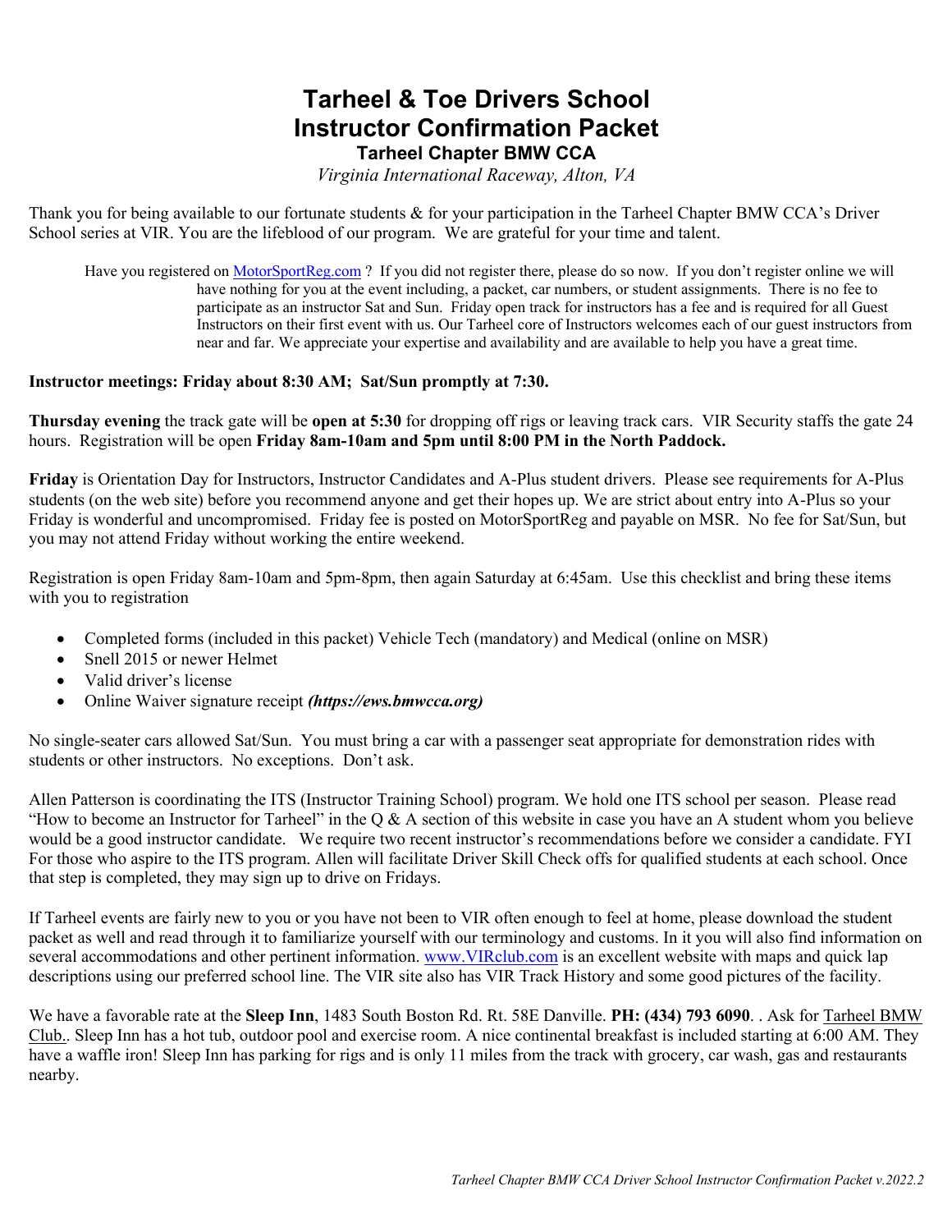# Tarheel & Toe Drivers School
# Instructor Confirmation Packet
### Tarheel Chapter BMW CCA

*Virginia International Raceway, Alton, VA*

Thank you for being available to our fortunate students & for your participation in the Tarheel Chapter BMW CCA's Driver School series at VIR. You are the lifeblood of our program. We are grateful for your time and talent.

> Have you registered on MotorSportReg.com ? If you did not register there, please do so now. If you don't register online we will have nothing for you at the event including, a packet, car numbers, or student assignments. There is no fee to participate as an instructor Sat and Sun. Friday open track for instructors has a fee and is required for all Guest Instructors on their first event with us. Our Tarheel core of Instructors welcomes each of our guest instructors from near and far. We appreciate your expertise and availability and are available to help you have a great time.

**Instructor meetings: Friday about 8:30 AM; Sat/Sun promptly at 7:30.**

**Thursday evening** the track gate will be **open at 5:30** for dropping off rigs or leaving track cars. VIR Security staffs the gate 24 hours. Registration will be open **Friday 8am-10am and 5pm until 8:00 PM in the North Paddock.**

**Friday** is Orientation Day for Instructors, Instructor Candidates and A-Plus student drivers. Please see requirements for A-Plus students (on the web site) before you recommend anyone and get their hopes up. We are strict about entry into A-Plus so your Friday is wonderful and uncompromised. Friday fee is posted on MotorSportReg and payable on MSR. No fee for Sat/Sun, but you may not attend Friday without working the entire weekend.

Registration is open Friday 8am-10am and 5pm-8pm, then again Saturday at 6:45am. Use this checklist and bring these items with you to registration

- Completed forms (included in this packet) Vehicle Tech (mandatory) and Medical (online on MSR)
- Snell 2015 or newer Helmet
- Valid driver's license
- Online Waiver signature receipt ***(https://ews.bmwcca.org)***

No single-seater cars allowed Sat/Sun. You must bring a car with a passenger seat appropriate for demonstration rides with students or other instructors. No exceptions. Don't ask.

Allen Patterson is coordinating the ITS (Instructor Training School) program. We hold one ITS school per season. Please read "How to become an Instructor for Tarheel" in the Q & A section of this website in case you have an A student whom you believe would be a good instructor candidate. We require two recent instructor's recommendations before we consider a candidate. FYI For those who aspire to the ITS program. Allen will facilitate Driver Skill Check offs for qualified students at each school. Once that step is completed, they may sign up to drive on Fridays.

If Tarheel events are fairly new to you or you have not been to VIR often enough to feel at home, please download the student packet as well and read through it to familiarize yourself with our terminology and customs. In it you will also find information on several accommodations and other pertinent information. www.VIRclub.com is an excellent website with maps and quick lap descriptions using our preferred school line. The VIR site also has VIR Track History and some good pictures of the facility.

We have a favorable rate at the **Sleep Inn**, 1483 South Boston Rd. Rt. 58E Danville. **PH: (434) 793 6090**. . Ask for Tarheel BMW Club.. Sleep Inn has a hot tub, outdoor pool and exercise room. A nice continental breakfast is included starting at 6:00 AM. They have a waffle iron! Sleep Inn has parking for rigs and is only 11 miles from the track with grocery, car wash, gas and restaurants nearby.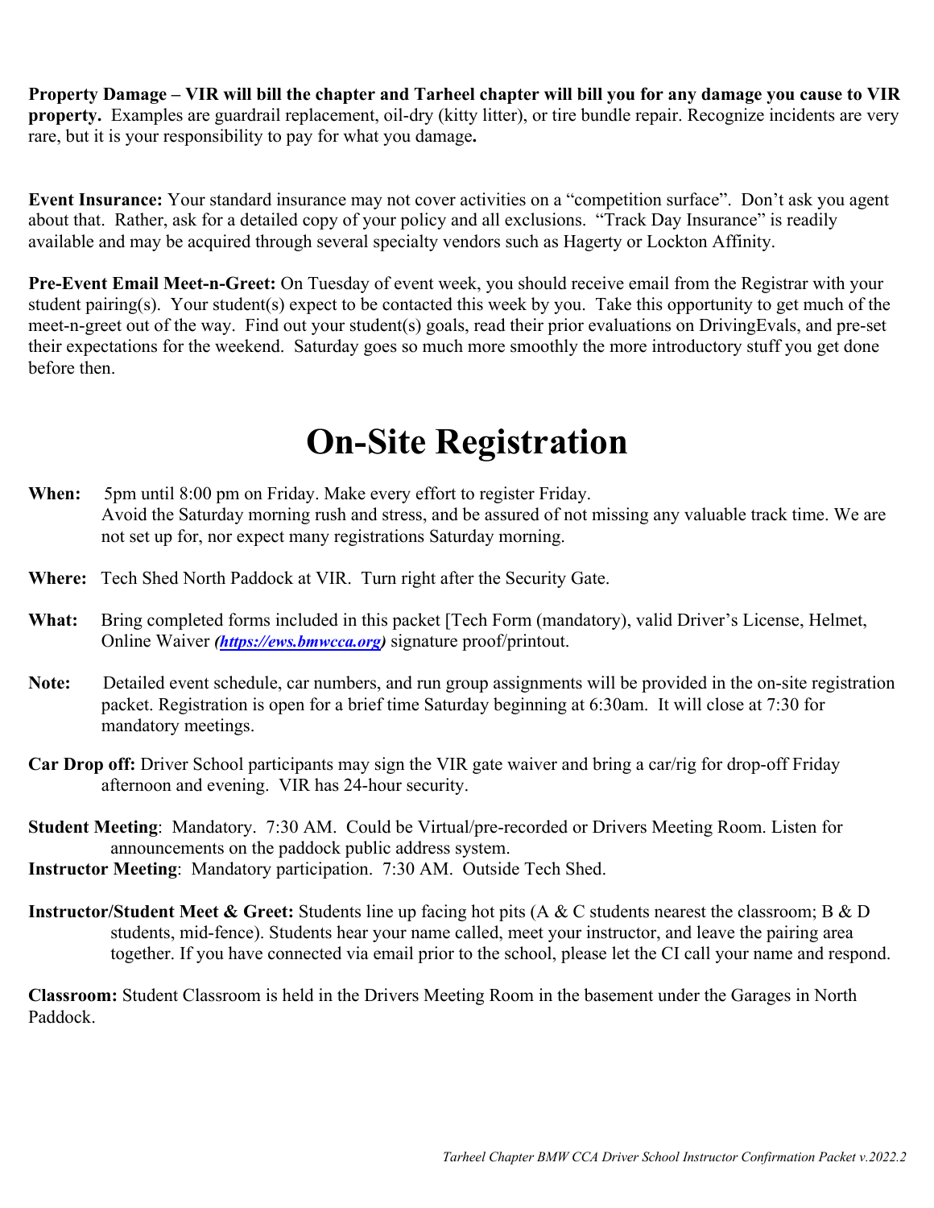**Property Damage – VIR will bill the chapter and Tarheel chapter will bill you for any damage you cause to VIR property.** Examples are guardrail replacement, oil-dry (kitty litter), or tire bundle repair. Recognize incidents are very rare, but it is your responsibility to pay for what you damage**.**

**Event Insurance:** Your standard insurance may not cover activities on a "competition surface". Don't ask you agent about that. Rather, ask for a detailed copy of your policy and all exclusions. "Track Day Insurance" is readily available and may be acquired through several specialty vendors such as Hagerty or Lockton Affinity.

**Pre-Event Email Meet-n-Greet:** On Tuesday of event week, you should receive email from the Registrar with your student pairing(s). Your student(s) expect to be contacted this week by you. Take this opportunity to get much of the meet-n-greet out of the way. Find out your student(s) goals, read their prior evaluations on DrivingEvals, and pre-set their expectations for the weekend. Saturday goes so much more smoothly the more introductory stuff you get done before then.

# On-Site Registration

**When:** 5pm until 8:00 pm on Friday. Make every effort to register Friday. Avoid the Saturday morning rush and stress, and be assured of not missing any valuable track time. We are not set up for, nor expect many registrations Saturday morning.

**Where:** Tech Shed North Paddock at VIR. Turn right after the Security Gate.

**What:** Bring completed forms included in this packet [Tech Form (mandatory), valid Driver's License, Helmet, Online Waiver ***(https://ews.bmwcca.org)*** signature proof/printout.

**Note:** Detailed event schedule, car numbers, and run group assignments will be provided in the on-site registration packet. Registration is open for a brief time Saturday beginning at 6:30am. It will close at 7:30 for mandatory meetings.

**Car Drop off:** Driver School participants may sign the VIR gate waiver and bring a car/rig for drop-off Friday afternoon and evening. VIR has 24-hour security.

**Student Meeting**: Mandatory. 7:30 AM. Could be Virtual/pre-recorded or Drivers Meeting Room. Listen for announcements on the paddock public address system.

**Instructor Meeting**: Mandatory participation. 7:30 AM. Outside Tech Shed.

**Instructor/Student Meet & Greet:** Students line up facing hot pits (A & C students nearest the classroom; B & D students, mid-fence). Students hear your name called, meet your instructor, and leave the pairing area together. If you have connected via email prior to the school, please let the CI call your name and respond.

**Classroom:** Student Classroom is held in the Drivers Meeting Room in the basement under the Garages in North Paddock.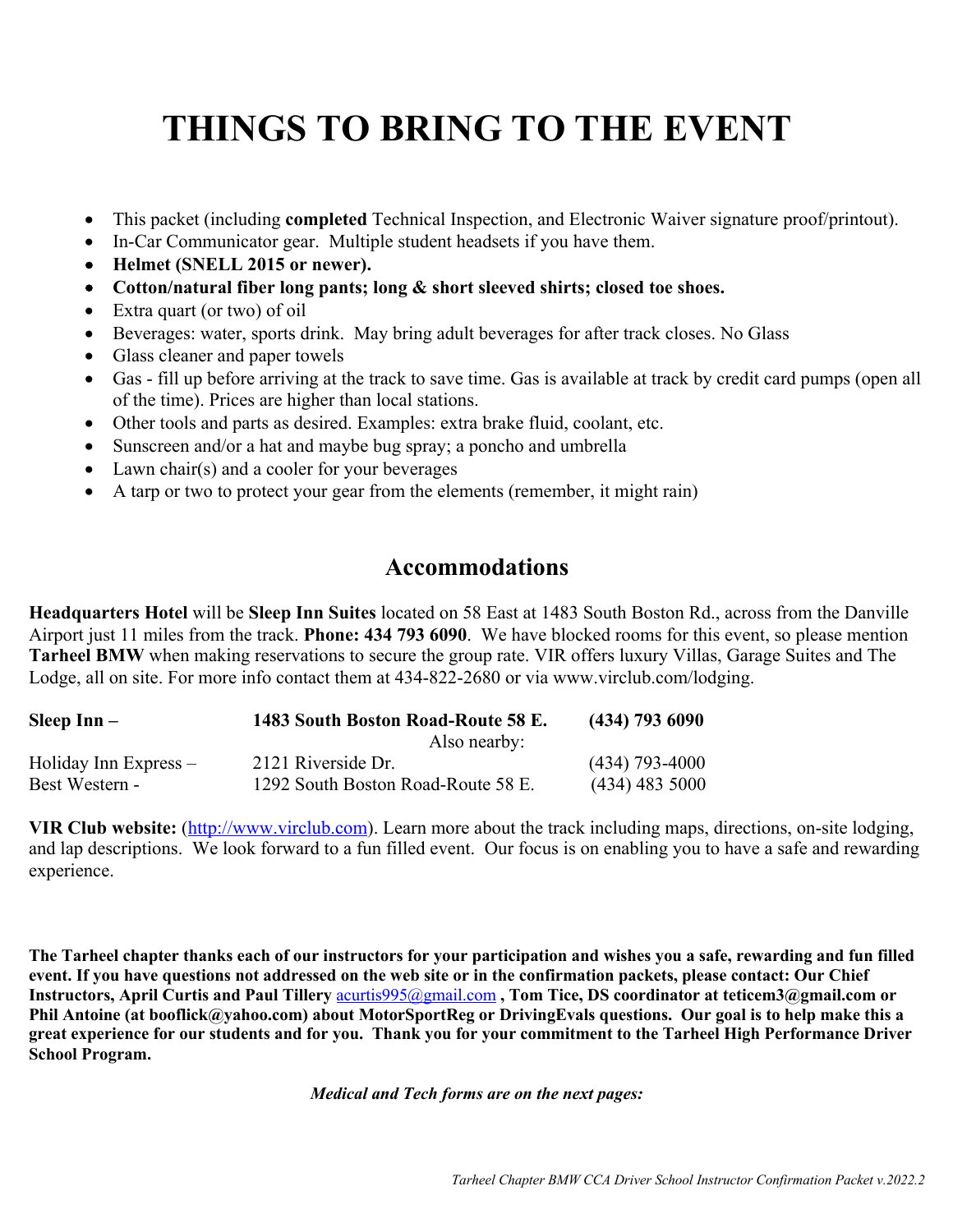# THINGS TO BRING TO THE EVENT

- This packet (including **completed** Technical Inspection, and Electronic Waiver signature proof/printout).
- In-Car Communicator gear. Multiple student headsets if you have them.
- **Helmet (SNELL 2015 or newer).**
- **Cotton/natural fiber long pants; long & short sleeved shirts; closed toe shoes.**
- Extra quart (or two) of oil
- Beverages: water, sports drink. May bring adult beverages for after track closes. No Glass
- Glass cleaner and paper towels
- Gas - fill up before arriving at the track to save time. Gas is available at track by credit card pumps (open all of the time). Prices are higher than local stations.
- Other tools and parts as desired. Examples: extra brake fluid, coolant, etc.
- Sunscreen and/or a hat and maybe bug spray; a poncho and umbrella
- Lawn chair(s) and a cooler for your beverages
- A tarp or two to protect your gear from the elements (remember, it might rain)

## Accommodations

**Headquarters Hotel** will be **Sleep Inn Suites** located on 58 East at 1483 South Boston Rd., across from the Danville Airport just 11 miles from the track. **Phone: 434 793 6090**. We have blocked rooms for this event, so please mention **Tarheel BMW** when making reservations to secure the group rate. VIR offers luxury Villas, Garage Suites and The Lodge, all on site. For more info contact them at 434-822-2680 or via www.virclub.com/lodging.

| | | |
|---|---|---|
| **Sleep Inn –** | **1483 South Boston Road-Route 58 E.** | **(434) 793 6090** |
| | Also nearby: | |
| Holiday Inn Express – | 2121 Riverside Dr. | (434) 793-4000 |
| Best Western - | 1292 South Boston Road-Route 58 E. | (434) 483 5000 |

**VIR Club website:** (http://www.virclub.com). Learn more about the track including maps, directions, on-site lodging, and lap descriptions. We look forward to a fun filled event. Our focus is on enabling you to have a safe and rewarding experience.

**The Tarheel chapter thanks each of our instructors for your participation and wishes you a safe, rewarding and fun filled event. If you have questions not addressed on the web site or in the confirmation packets, please contact: Our Chief Instructors, April Curtis and Paul Tillery** acurtis995@gmail.com **, Tom Tice, DS coordinator at teticem3@gmail.com or Phil Antoine (at booflick@yahoo.com) about MotorSportReg or DrivingEvals questions. Our goal is to help make this a great experience for our students and for you. Thank you for your commitment to the Tarheel High Performance Driver School Program.**

***Medical and Tech forms are on the next pages:***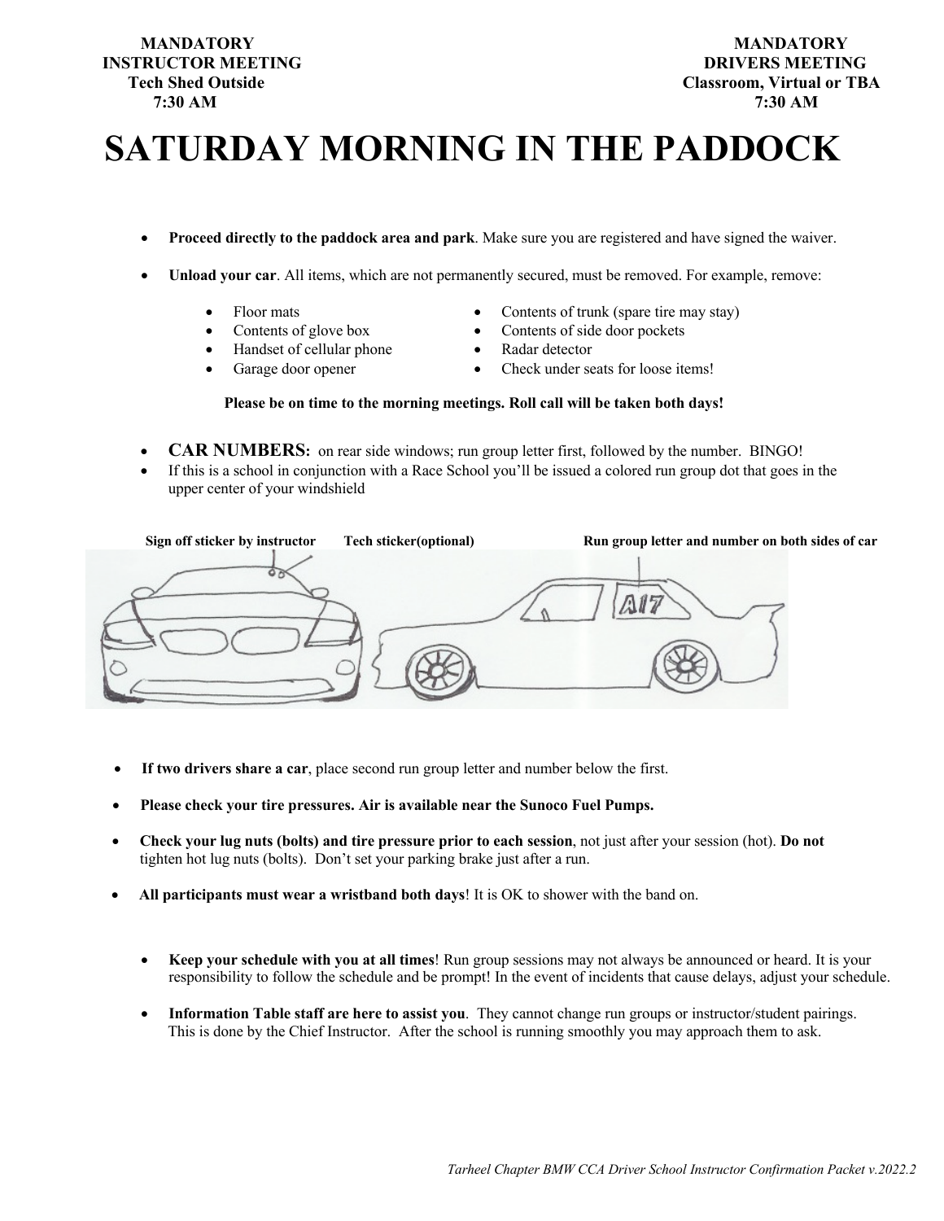**MANDATORY**
**INSTRUCTOR MEETING**
**Tech Shed Outside**
**7:30 AM**

**MANDATORY**
**DRIVERS MEETING**
**Classroom, Virtual or TBA**
**7:30 AM**

# SATURDAY MORNING IN THE PADDOCK

- **Proceed directly to the paddock area and park**. Make sure you are registered and have signed the waiver.
- **Unload your car**. All items, which are not permanently secured, must be removed. For example, remove:
  - Floor mats
  - Contents of glove box
  - Handset of cellular phone
  - Garage door opener
  - Contents of trunk (spare tire may stay)
  - Contents of side door pockets
  - Radar detector
  - Check under seats for loose items!

**Please be on time to the morning meetings. Roll call will be taken both days!**

- **CAR NUMBERS:** on rear side windows; run group letter first, followed by the number. BINGO!
- If this is a school in conjunction with a Race School you'll be issued a colored run group dot that goes in the upper center of your windshield

**Sign off sticker by instructor** **Tech sticker(optional)** **Run group letter and number on both sides of car**

- **If two drivers share a car**, place second run group letter and number below the first.
- **Please check your tire pressures. Air is available near the Sunoco Fuel Pumps.**
- **Check your lug nuts (bolts) and tire pressure prior to each session**, not just after your session (hot). **Do not** tighten hot lug nuts (bolts). Don't set your parking brake just after a run.
- **All participants must wear a wristband both days**! It is OK to shower with the band on.
- **Keep your schedule with you at all times**! Run group sessions may not always be announced or heard. It is your responsibility to follow the schedule and be prompt! In the event of incidents that cause delays, adjust your schedule.
- **Information Table staff are here to assist you**. They cannot change run groups or instructor/student pairings. This is done by the Chief Instructor. After the school is running smoothly you may approach them to ask.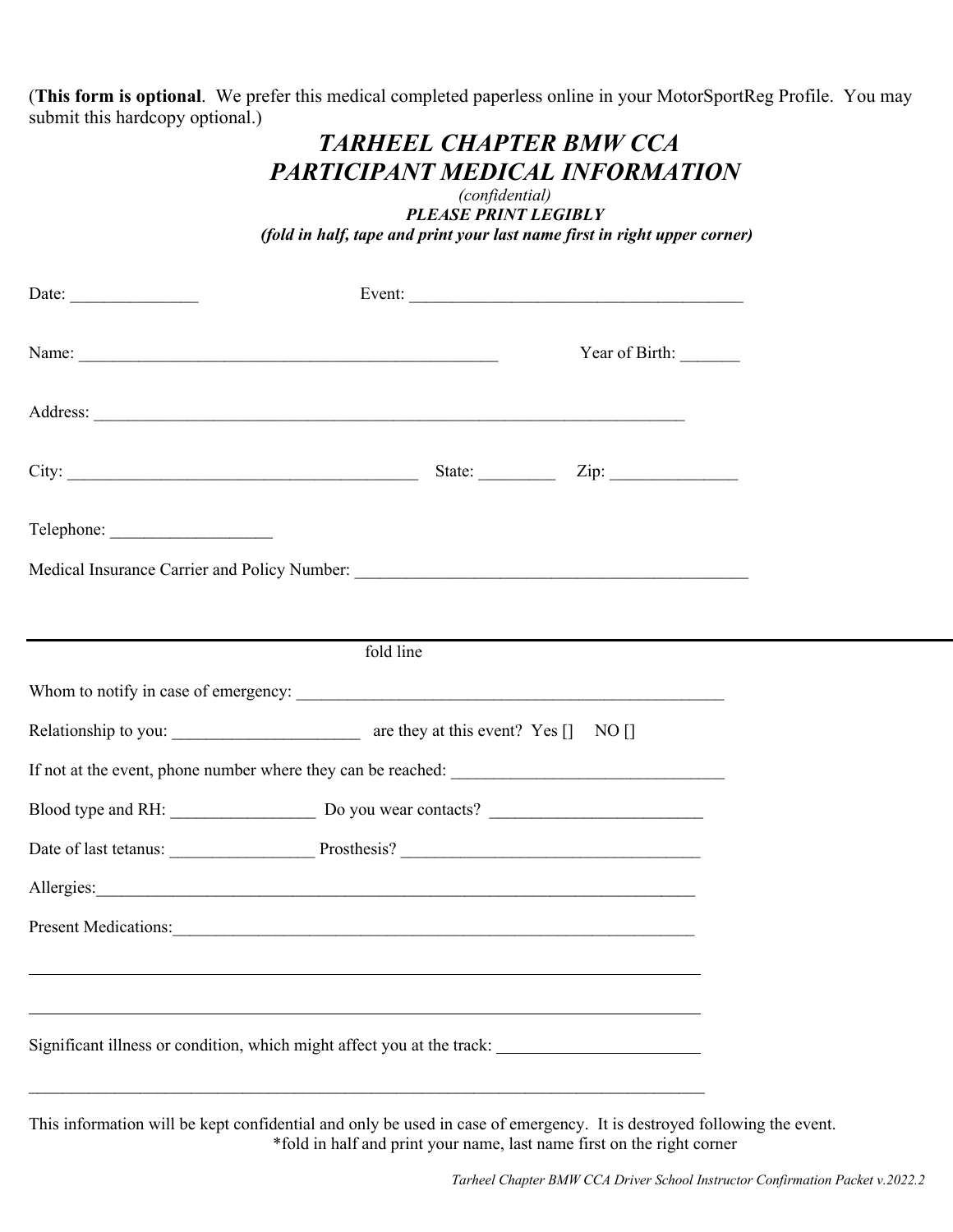(**This form is optional**. We prefer this medical completed paperless online in your MotorSportReg Profile. You may submit this hardcopy optional.)

# *TARHEEL CHAPTER BMW CCA*
# *PARTICIPANT MEDICAL INFORMATION*

*(confidential)*

***PLEASE PRINT LEGIBLY***

***(fold in half, tape and print your last name first in right upper corner)***

Date: _______________ Event: _________________________________________

Name: ___________________________________________________ Year of Birth: _______

Address: __________________________________________________________________________

City: ___________________________________________ State: _________ Zip: _______________

Telephone: ___________________

Medical Insurance Carrier and Policy Number: ________________________________________________

---

fold line

Whom to notify in case of emergency: ____________________________________________________

Relationship to you: ______________________ are they at this event? Yes [] NO []

If not at the event, phone number where they can be reached: ________________________________

Blood type and RH: _________________ Do you wear contacts? _________________________

Date of last tetanus: _________________ Prosthesis? ___________________________________

Allergies:___________________________________________________________________________

Present Medications:_________________________________________________________________

_____________________________________________________________________________________

_____________________________________________________________________________________

Significant illness or condition, which might affect you at the track: ________________________

_____________________________________________________________________________________

This information will be kept confidential and only be used in case of emergency. It is destroyed following the event.

*fold in half and print your name, last name first on the right corner

*Tarheel Chapter BMW CCA Driver School Instructor Confirmation Packet v.2022.2*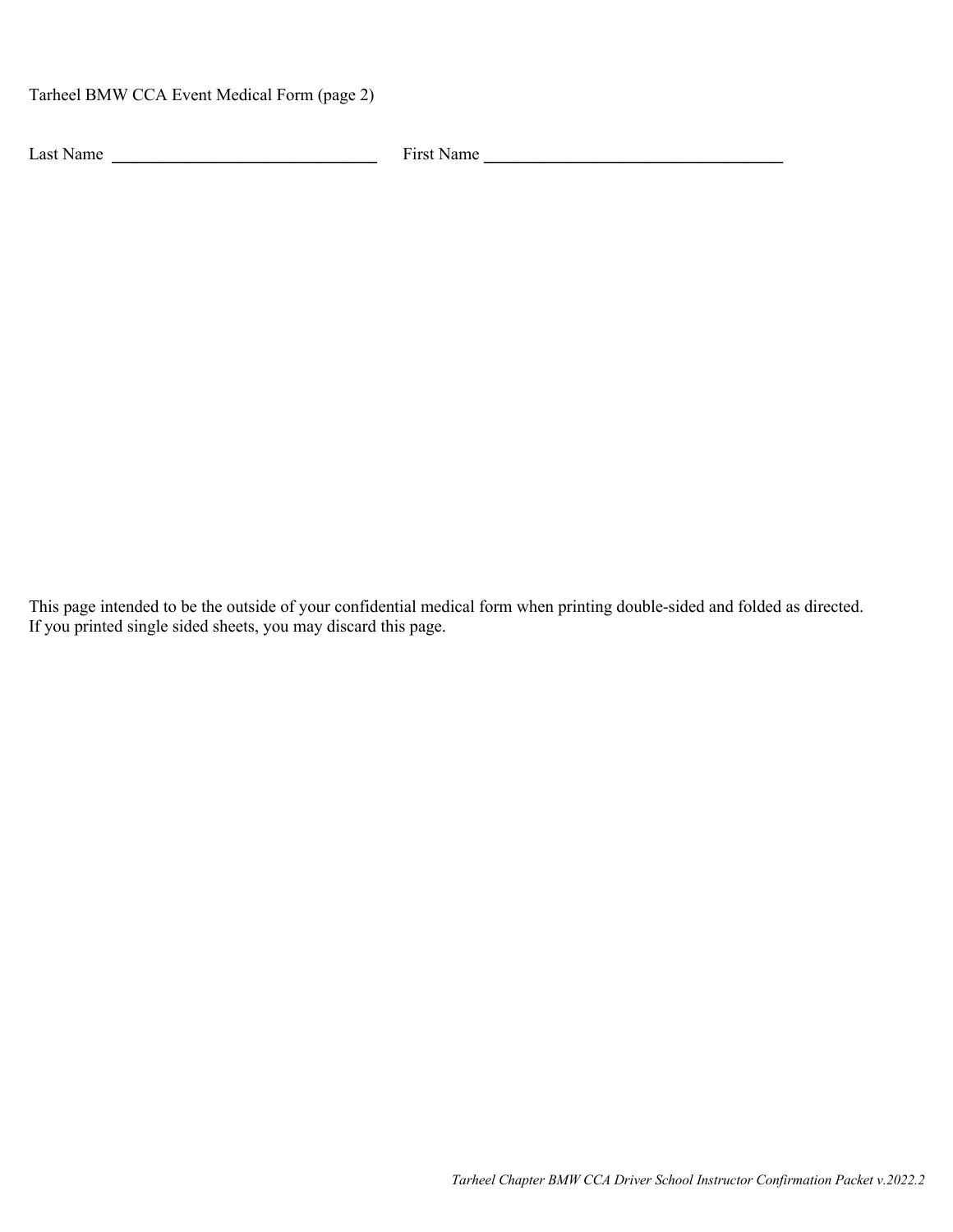Tarheel BMW CCA Event Medical Form (page 2)

Last Name ______________________________ First Name ___________________________________

This page intended to be the outside of your confidential medical form when printing double-sided and folded as directed. If you printed single sided sheets, you may discard this page.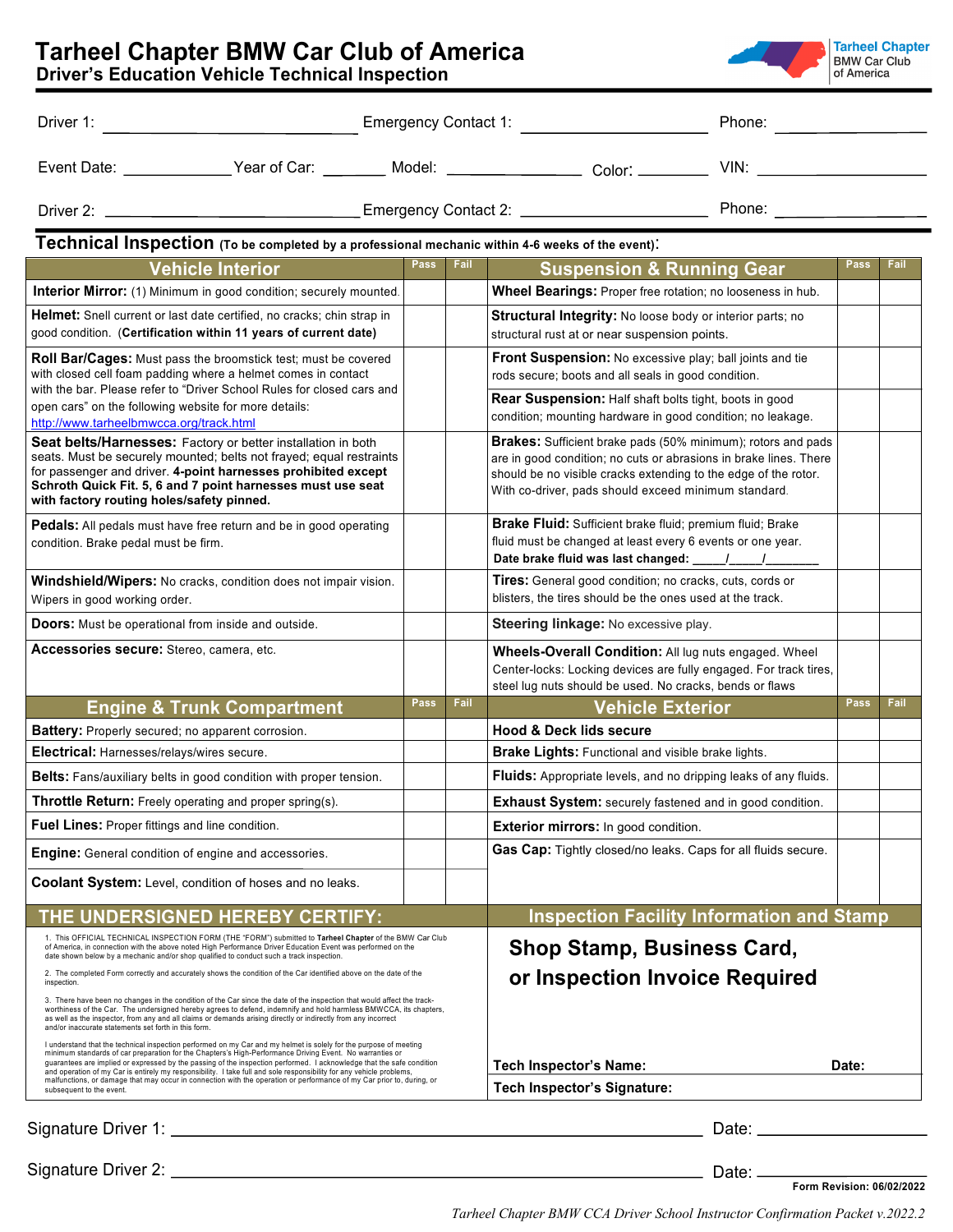# Tarheel Chapter BMW Car Club of America

## Driver's Education Vehicle Technical Inspection

Tarheel Chapter BMW Car Club of America

Driver 1: ______________________ Emergency Contact 1: ____________________ Phone: ________________

Event Date: ____________ Year of Car: _______ Model: _______________ Color: ________ VIN: ___________________

Driver 2: ______________________ Emergency Contact 2: ____________________ Phone: ________________

## Technical Inspection (To be completed by a professional mechanic within 4-6 weeks of the event):

| Vehicle Interior | Pass | Fail | Suspension & Running Gear | Pass | Fail |
|---|---|---|---|---|---|
| **Interior Mirror:** (1) Minimum in good condition; securely mounted. | | | **Wheel Bearings:** Proper free rotation; no looseness in hub. | | |
| **Helmet:** Snell current or last date certified, no cracks; chin strap in good condition. **(Certification within 11 years of current date)** | | | **Structural Integrity:** No loose body or interior parts; no structural rust at or near suspension points. | | |
| **Roll Bar/Cages:** Must pass the broomstick test; must be covered with closed cell foam padding where a helmet comes in contact with the bar. Please refer to "Driver School Rules for closed cars and open cars" on the following website for more details: http://www.tarheelbmwcca.org/track.html | | | **Front Suspension:** No excessive play; ball joints and tie rods secure; boots and all seals in good condition. | | |
| | | | **Rear Suspension:** Half shaft bolts tight, boots in good condition; mounting hardware in good condition; no leakage. | | |
| **Seat belts/Harnesses:** Factory or better installation in both seats. Must be securely mounted; belts not frayed; equal restraints for passenger and driver. **4-point harnesses prohibited except Schroth Quick Fit. 5, 6 and 7 point harnesses must use seat with factory routing holes/safety pinned.** | | | **Brakes:** Sufficient brake pads (50% minimum); rotors and pads are in good condition; no cuts or abrasions in brake lines. There should be no visible cracks extending to the edge of the rotor. With co-driver, pads should exceed minimum standard. | | |
| **Pedals:** All pedals must have free return and be in good operating condition. Brake pedal must be firm. | | | **Brake Fluid:** Sufficient brake fluid; premium fluid; Brake fluid must be changed at least every 6 events or one year. **Date brake fluid was last changed: \_\_\_\_/\_\_\_\_/\_\_\_\_\_\_\_** | | |
| **Windshield/Wipers:** No cracks, condition does not impair vision. Wipers in good working order. | | | **Tires:** General good condition; no cracks, cuts, cords or blisters, the tires should be the ones used at the track. | | |
| **Doors:** Must be operational from inside and outside. | | | **Steering linkage:** No excessive play. | | |
| **Accessories secure:** Stereo, camera, etc. | | | **Wheels-Overall Condition:** All lug nuts engaged. Wheel Center-locks: Locking devices are fully engaged. For track tires, steel lug nuts should be used. No cracks, bends or flaws | | |
| **Engine & Trunk Compartment** | **Pass** | **Fail** | **Vehicle Exterior** | **Pass** | **Fail** |
| **Battery:** Properly secured; no apparent corrosion. | | | **Hood & Deck lids secure** | | |
| **Electrical:** Harnesses/relays/wires secure. | | | **Brake Lights:** Functional and visible brake lights. | | |
| **Belts:** Fans/auxiliary belts in good condition with proper tension. | | | **Fluids:** Appropriate levels, and no dripping leaks of any fluids. | | |
| **Throttle Return:** Freely operating and proper spring(s). | | | **Exhaust System:** securely fastened and in good condition. | | |
| **Fuel Lines:** Proper fittings and line condition. | | | **Exterior mirrors:** In good condition. | | |
| **Engine:** General condition of engine and accessories. | | | **Gas Cap:** Tightly closed/no leaks. Caps for all fluids secure. | | |
| **Coolant System:** Level, condition of hoses and no leaks. | | | | | |

## THE UNDERSIGNED HEREBY CERTIFY:

1. This OFFICIAL TECHNICAL INSPECTION FORM (THE "FORM") submitted to **Tarheel Chapter** of the BMW Car Club of America, in connection with the above noted High Performance Driver Education Event was performed on the date shown below by a mechanic and/or shop qualified to conduct such a track inspection.

2. The completed Form correctly and accurately shows the condition of the Car identified above on the date of the inspection.

3. There have been no changes in the condition of the Car since the date of the inspection that would affect the track-worthiness of the Car. The undersigned hereby agrees to defend, indemnify and hold harmless BMWCCA, its chapters, as well as the inspector, from any and all claims or demands arising directly or indirectly from any incorrect and/or inaccurate statements set forth in this form.

I understand that the technical inspection performed on my Car and my helmet is solely for the purpose of meeting minimum standards of car preparation for the Chapters's High-Performance Driving Event. No warranties or guarantees are implied or expressed by the passing of the inspection performed. I acknowledge that the safe condition and operation of my Car is entirely my responsibility. I take full and sole responsibility for any vehicle problems, malfunctions, or damage that may occur in connection with the operation or performance of my Car prior to, during, or subsequent to the event.

## Inspection Facility Information and Stamp

**Shop Stamp, Business Card, or Inspection Invoice Required**

**Tech Inspector's Name:** &nbsp;&nbsp;&nbsp;&nbsp; **Date:**

**Tech Inspector's Signature:**

Signature Driver 1: ____________________________________________ Date: ________________

Signature Driver 2: ____________________________________________ Date: ________________

**Form Revision: 06/02/2022**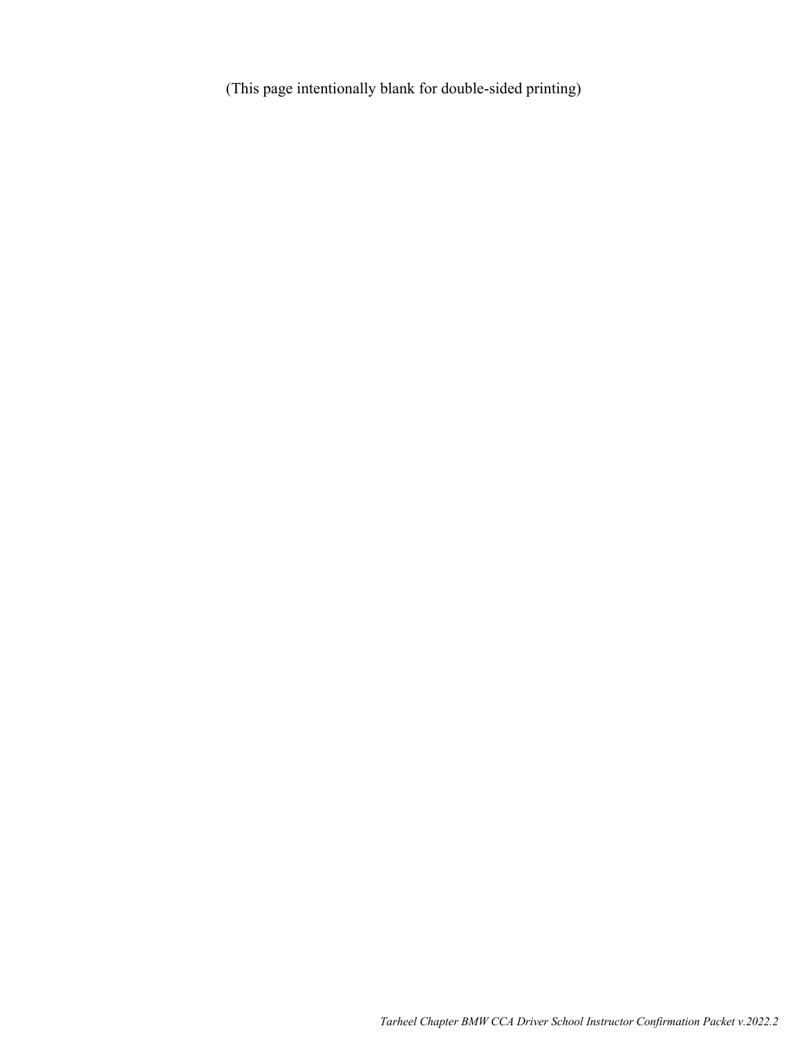(This page intentionally blank for double-sided printing)